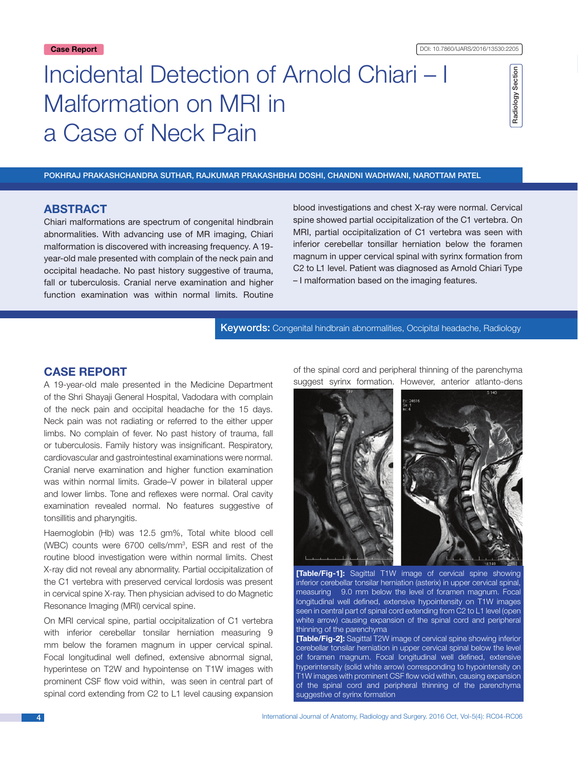Case Report

DOI: 10.7860/IJARS/2016/13530:2205

Radiology Section

# Incidental Detection of Arnold Chiari – I Malformation on MRI in a Case of Neck Pain

POKHRAJ PRAKASHCHANDRA SUTHAR, RAJKUMAR PRAKASHBHAI DOSHI, CHANDNI WADHWANI, NAROTTAM PATEL

## ABSTRACT

Chiari malformations are spectrum of congenital hindbrain abnormalities. With advancing use of MR imaging, Chiari malformation is discovered with increasing frequency. A 19-year-old male presented with complain of the neck pain and occipital headache. No past history suggestive of trauma, fall or tuberculosis. Cranial nerve examination and higher function examination was within normal limits. Routine blood investigations and chest X-ray were normal. Cervical spine showed partial occipitalization of the C1 vertebra. On MRI, partial occipitalization of C1 vertebra was seen with inferior cerebellar tonsillar herniation below the foramen magnum in upper cervical spinal with syrinx formation from C2 to L1 level. Patient was diagnosed as Arnold Chiari Type – I malformation based on the imaging features.

**Keywords:** Congenital hindbrain abnormalities, Occipital headache, Radiology

## CASE REPORT

A 19-year-old male presented in the Medicine Department of the Shri Shayaji General Hospital, Vadodara with complain of the neck pain and occipital headache for the 15 days. Neck pain was not radiating or referred to the either upper limbs. No complain of fever. No past history of trauma, fall or tuberculosis. Family history was insignificant. Respiratory, cardiovascular and gastrointestinal examinations were normal. Cranial nerve examination and higher function examination was within normal limits. Grade–V power in bilateral upper and lower limbs. Tone and reflexes were normal. Oral cavity examination revealed normal. No features suggestive of tonsillitis and pharyngitis.

Haemoglobin (Hb) was 12.5 gm%, Total white blood cell (WBC) counts were 6700 cells/mm$^3$, ESR and rest of the routine blood investigation were within normal limits. Chest X-ray did not reveal any abnormality. Partial occipitalization of the C1 vertebra with preserved cervical lordosis was present in cervical spine X-ray. Then physician advised to do Magnetic Resonance Imaging (MRI) cervical spine.

On MRI cervical spine, partial occipitalization of C1 vertebra with inferior cerebellar tonsilar herniation measuring 9 mm below the foramen magnum in upper cervical spinal. Focal longitudinal well defined, extensive abnormal signal, hyperintese on T2W and hypointense on T1W images with prominent CSF flow void within, was seen in central part of spinal cord extending from C2 to L1 level causing expansion of the spinal cord and peripheral thinning of the parenchyma suggest syrinx formation. However, anterior atlanto-dens

**[Table/Fig-1]:** Sagittal T1W image of cervical spine showing inferior cerebellar tonsilar herniation (asterix) in upper cervical spinal, measuring 9.0 mm below the level of foramen magnum. Focal longitudinal well defined, extensive hypointensity on T1W images seen in central part of spinal cord extending from C2 to L1 level (open white arrow) causing expansion of the spinal cord and peripheral thinning of the parenchyma

**[Table/Fig-2]:** Sagittal T2W image of cervical spine showing inferior cerebellar tonsilar herniation in upper cervical spinal below the level of foramen magnum. Focal longitudinal well defined, extensive hyperintensity (solid white arrow) corresponding to hypointensity on T1W images with prominent CSF flow void within, causing expansion of the spinal cord and peripheral thinning of the parenchyma suggestive of syrinx formation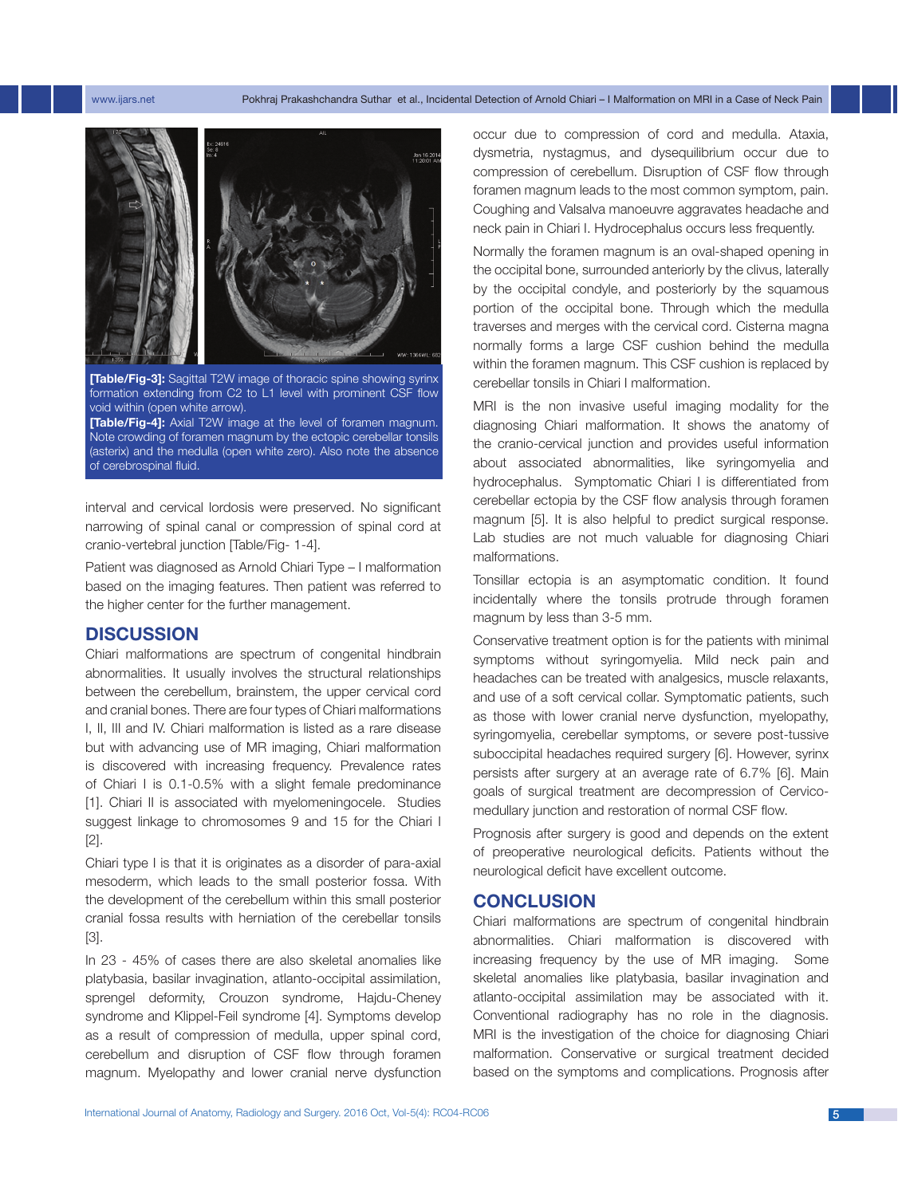**[Table/Fig-3]:** Sagittal T2W image of thoracic spine showing syrinx formation extending from C2 to L1 level with prominent CSF flow void within (open white arrow).
**[Table/Fig-4]:** Axial T2W image at the level of foramen magnum. Note crowding of foramen magnum by the ectopic cerebellar tonsils (asterix) and the medulla (open white zero). Also note the absence of cerebrospinal fluid.

interval and cervical lordosis were preserved. No significant narrowing of spinal canal or compression of spinal cord at cranio-vertebral junction [Table/Fig- 1-4].

Patient was diagnosed as Arnold Chiari Type – I malformation based on the imaging features. Then patient was referred to the higher center for the further management.

## DISCUSSION

Chiari malformations are spectrum of congenital hindbrain abnormalities. It usually involves the structural relationships between the cerebellum, brainstem, the upper cervical cord and cranial bones. There are four types of Chiari malformations I, II, III and IV. Chiari malformation is listed as a rare disease but with advancing use of MR imaging, Chiari malformation is discovered with increasing frequency. Prevalence rates of Chiari I is 0.1-0.5% with a slight female predominance [1]. Chiari II is associated with myelomeningocele. Studies suggest linkage to chromosomes 9 and 15 for the Chiari I [2].

Chiari type I is that it is originates as a disorder of para-axial mesoderm, which leads to the small posterior fossa. With the development of the cerebellum within this small posterior cranial fossa results with herniation of the cerebellar tonsils [3].

In 23 - 45% of cases there are also skeletal anomalies like platybasia, basilar invagination, atlanto-occipital assimilation, sprengel deformity, Crouzon syndrome, Hajdu-Cheney syndrome and Klippel-Feil syndrome [4]. Symptoms develop as a result of compression of medulla, upper spinal cord, cerebellum and disruption of CSF flow through foramen magnum. Myelopathy and lower cranial nerve dysfunction occur due to compression of cord and medulla. Ataxia, dysmetria, nystagmus, and dysequilibrium occur due to compression of cerebellum. Disruption of CSF flow through foramen magnum leads to the most common symptom, pain. Coughing and Valsalva manoeuvre aggravates headache and neck pain in Chiari I. Hydrocephalus occurs less frequently.

Normally the foramen magnum is an oval-shaped opening in the occipital bone, surrounded anteriorly by the clivus, laterally by the occipital condyle, and posteriorly by the squamous portion of the occipital bone. Through which the medulla traverses and merges with the cervical cord. Cisterna magna normally forms a large CSF cushion behind the medulla within the foramen magnum. This CSF cushion is replaced by cerebellar tonsils in Chiari I malformation.

MRI is the non invasive useful imaging modality for the diagnosing Chiari malformation. It shows the anatomy of the cranio-cervical junction and provides useful information about associated abnormalities, like syringomyelia and hydrocephalus. Symptomatic Chiari I is differentiated from cerebellar ectopia by the CSF flow analysis through foramen magnum [5]. It is also helpful to predict surgical response. Lab studies are not much valuable for diagnosing Chiari malformations.

Tonsillar ectopia is an asymptomatic condition. It found incidentally where the tonsils protrude through foramen magnum by less than 3-5 mm.

Conservative treatment option is for the patients with minimal symptoms without syringomyelia. Mild neck pain and headaches can be treated with analgesics, muscle relaxants, and use of a soft cervical collar. Symptomatic patients, such as those with lower cranial nerve dysfunction, myelopathy, syringomyelia, cerebellar symptoms, or severe post-tussive suboccipital headaches required surgery [6]. However, syrinx persists after surgery at an average rate of 6.7% [6]. Main goals of surgical treatment are decompression of Cervico-medullary junction and restoration of normal CSF flow.

Prognosis after surgery is good and depends on the extent of preoperative neurological deficits. Patients without the neurological deficit have excellent outcome.

## CONCLUSION

Chiari malformations are spectrum of congenital hindbrain abnormalities. Chiari malformation is discovered with increasing frequency by the use of MR imaging. Some skeletal anomalies like platybasia, basilar invagination and atlanto-occipital assimilation may be associated with it. Conventional radiography has no role in the diagnosis. MRI is the investigation of the choice for diagnosing Chiari malformation. Conservative or surgical treatment decided based on the symptoms and complications. Prognosis after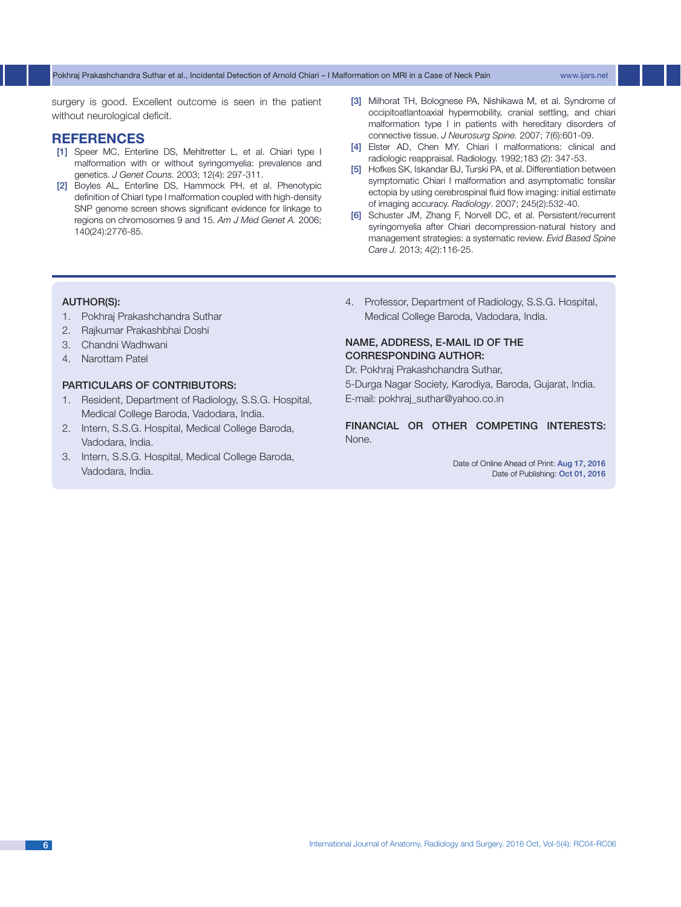surgery is good. Excellent outcome is seen in the patient without neurological deficit.

## REFERENCES

[1] Speer MC, Enterline DS, Mehltretter L, et al. Chiari type I malformation with or without syringomyelia: prevalence and genetics. *J Genet Couns.* 2003; 12(4): 297-311.

[2] Boyles AL, Enterline DS, Hammock PH, et al. Phenotypic definition of Chiari type I malformation coupled with high-density SNP genome screen shows significant evidence for linkage to regions on chromosomes 9 and 15. *Am J Med Genet A.* 2006; 140(24):2776-85.

[3] Milhorat TH, Bolognese PA, Nishikawa M, et al. Syndrome of occipitoatlantoaxial hypermobility, cranial settling, and chiari malformation type I in patients with hereditary disorders of connective tissue. *J Neurosurg Spine.* 2007; 7(6):601-09.

[4] Elster AD, Chen MY. Chiari I malformations: clinical and radiologic reappraisal. Radiology. 1992;183 (2): 347-53.

[5] Hofkes SK, Iskandar BJ, Turski PA, et al. Differentiation between symptomatic Chiari I malformation and asymptomatic tonsilar ectopia by using cerebrospinal fluid flow imaging: initial estimate of imaging accuracy. *Radiology*. 2007; 245(2):532-40.

[6] Schuster JM, Zhang F, Norvell DC, et al. Persistent/recurrent syringomyelia after Chiari decompression-natural history and management strategies: a systematic review. *Evid Based Spine Care J.* 2013; 4(2):116-25.

---

**AUTHOR(S):**

1. Pokhraj Prakashchandra Suthar
2. Rajkumar Prakashbhai Doshi
3. Chandni Wadhwani
4. Narottam Patel

**PARTICULARS OF CONTRIBUTORS:**

1. Resident, Department of Radiology, S.S.G. Hospital, Medical College Baroda, Vadodara, India.
2. Intern, S.S.G. Hospital, Medical College Baroda, Vadodara, India.
3. Intern, S.S.G. Hospital, Medical College Baroda, Vadodara, India.
4. Professor, Department of Radiology, S.S.G. Hospital, Medical College Baroda, Vadodara, India.

**NAME, ADDRESS, E-MAIL ID OF THE CORRESPONDING AUTHOR:**

Dr. Pokhraj Prakashchandra Suthar,
5-Durga Nagar Society, Karodiya, Baroda, Gujarat, India.
E-mail: pokhraj_suthar@yahoo.co.in

**FINANCIAL OR OTHER COMPETING INTERESTS:** None.

Date of Online Ahead of Print: **Aug 17, 2016**
Date of Publishing: **Oct 01, 2016**